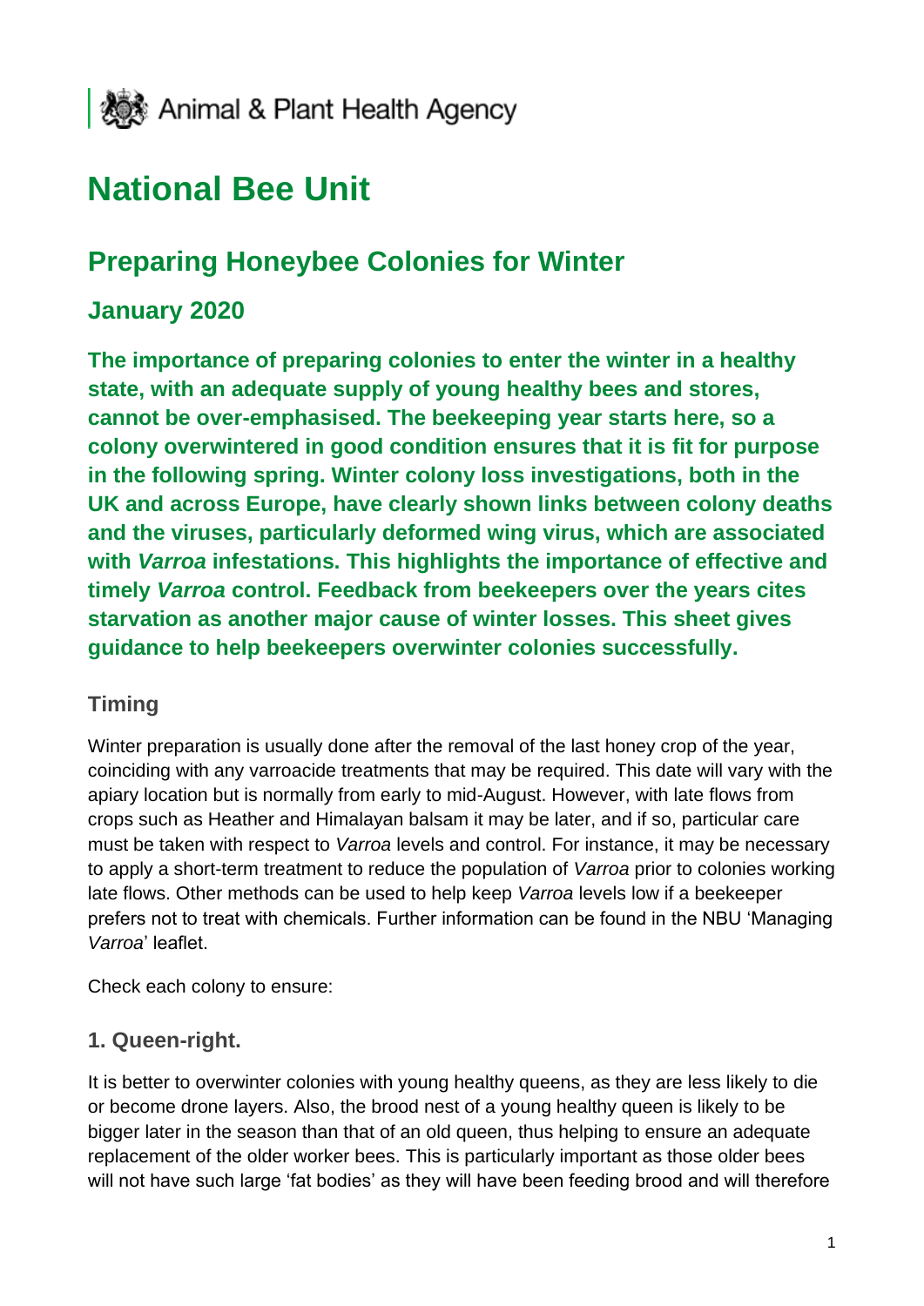Animal & Plant Health Agency

# National Bee Unit

## Preparing Honeybee Colonies for Winter

### January 2020

**The importance of preparing colonies to enter the winter in a healthy state, with an adequate supply of young healthy bees and stores, cannot be over-emphasised. The beekeeping year starts here, so a colony overwintered in good condition ensures that it is fit for purpose in the following spring. Winter colony loss investigations, both in the UK and across Europe, have clearly shown links between colony deaths and the viruses, particularly deformed wing virus, which are associated with *Varroa* infestations. This highlights the importance of effective and timely *Varroa* control. Feedback from beekeepers over the years cites starvation as another major cause of winter losses. This sheet gives guidance to help beekeepers overwinter colonies successfully.**

#### Timing

Winter preparation is usually done after the removal of the last honey crop of the year, coinciding with any varroacide treatments that may be required. This date will vary with the apiary location but is normally from early to mid-August. However, with late flows from crops such as Heather and Himalayan balsam it may be later, and if so, particular care must be taken with respect to *Varroa* levels and control. For instance, it may be necessary to apply a short-term treatment to reduce the population of *Varroa* prior to colonies working late flows. Other methods can be used to help keep *Varroa* levels low if a beekeeper prefers not to treat with chemicals. Further information can be found in the NBU 'Managing *Varroa*' leaflet.

Check each colony to ensure:

#### 1. Queen-right.

It is better to overwinter colonies with young healthy queens, as they are less likely to die or become drone layers. Also, the brood nest of a young healthy queen is likely to be bigger later in the season than that of an old queen, thus helping to ensure an adequate replacement of the older worker bees. This is particularly important as those older bees will not have such large 'fat bodies' as they will have been feeding brood and will therefore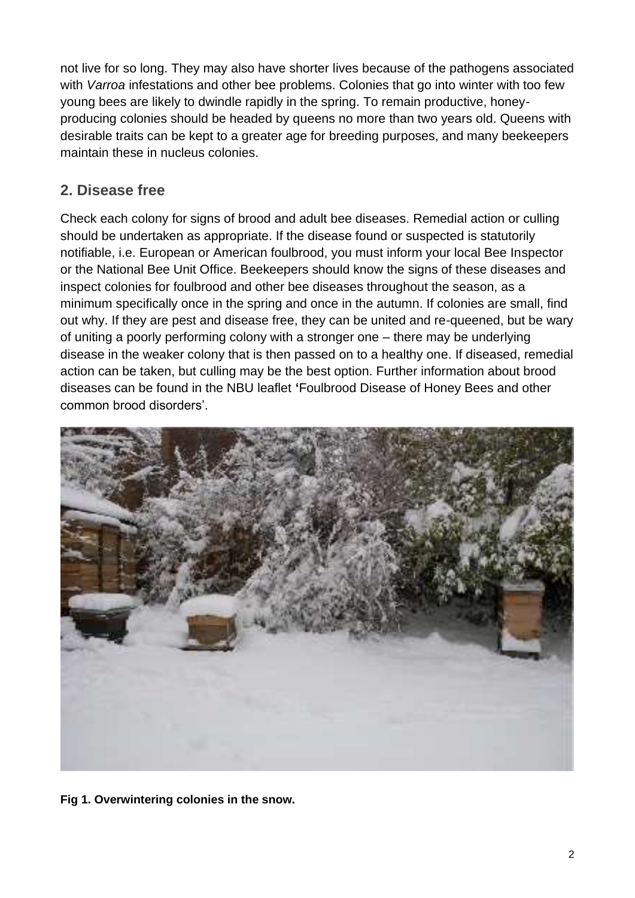not live for so long. They may also have shorter lives because of the pathogens associated with *Varroa* infestations and other bee problems. Colonies that go into winter with too few young bees are likely to dwindle rapidly in the spring. To remain productive, honey-producing colonies should be headed by queens no more than two years old. Queens with desirable traits can be kept to a greater age for breeding purposes, and many beekeepers maintain these in nucleus colonies.

## 2. Disease free

Check each colony for signs of brood and adult bee diseases. Remedial action or culling should be undertaken as appropriate. If the disease found or suspected is statutorily notifiable, i.e. European or American foulbrood, you must inform your local Bee Inspector or the National Bee Unit Office. Beekeepers should know the signs of these diseases and inspect colonies for foulbrood and other bee diseases throughout the season, as a minimum specifically once in the spring and once in the autumn. If colonies are small, find out why. If they are pest and disease free, they can be united and re-queened, but be wary of uniting a poorly performing colony with a stronger one – there may be underlying disease in the weaker colony that is then passed on to a healthy one. If diseased, remedial action can be taken, but culling may be the best option. Further information about brood diseases can be found in the NBU leaflet **'**Foulbrood Disease of Honey Bees and other common brood disorders'.

**Fig 1. Overwintering colonies in the snow.**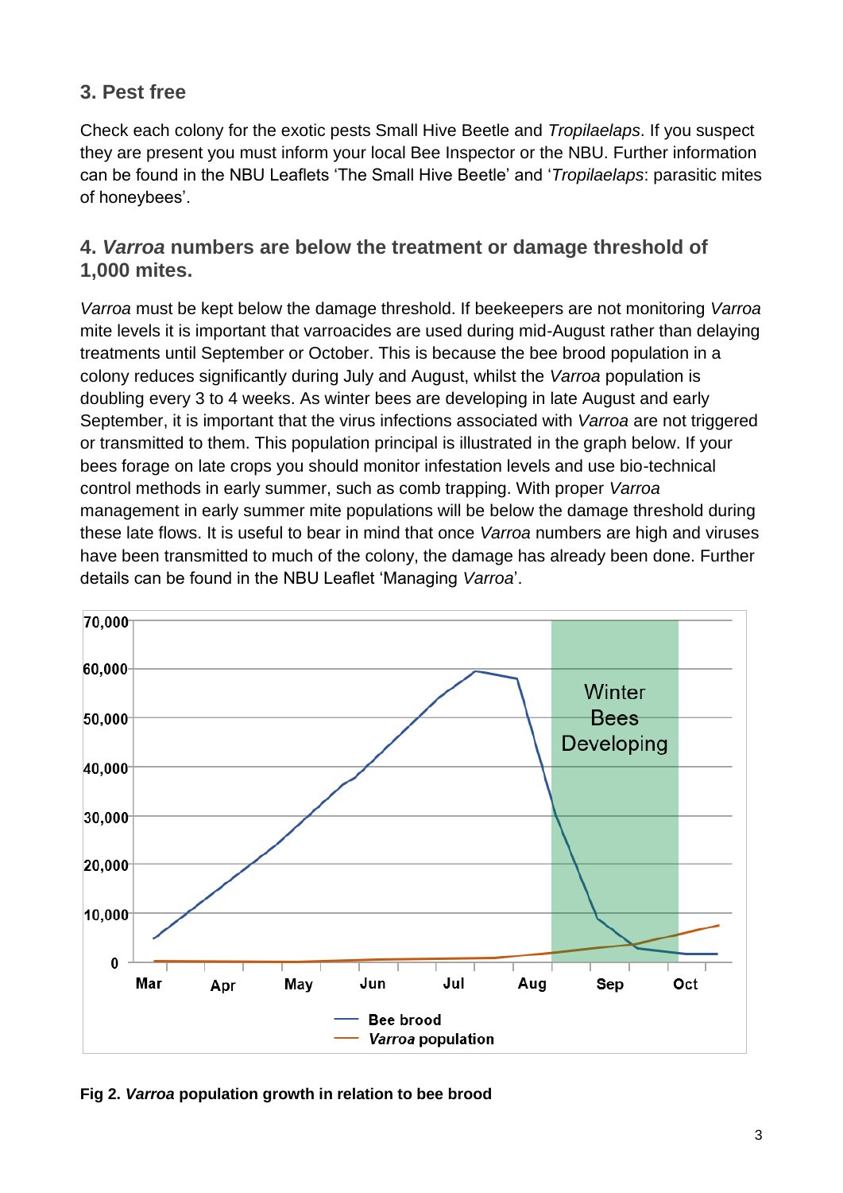## 3. Pest free

Check each colony for the exotic pests Small Hive Beetle and *Tropilaelaps*. If you suspect they are present you must inform your local Bee Inspector or the NBU. Further information can be found in the NBU Leaflets 'The Small Hive Beetle' and '*Tropilaelaps*: parasitic mites of honeybees'.

## 4. *Varroa* numbers are below the treatment or damage threshold of 1,000 mites.

*Varroa* must be kept below the damage threshold. If beekeepers are not monitoring *Varroa* mite levels it is important that varroacides are used during mid-August rather than delaying treatments until September or October. This is because the bee brood population in a colony reduces significantly during July and August, whilst the *Varroa* population is doubling every 3 to 4 weeks. As winter bees are developing in late August and early September, it is important that the virus infections associated with *Varroa* are not triggered or transmitted to them. This population principal is illustrated in the graph below. If your bees forage on late crops you should monitor infestation levels and use bio-technical control methods in early summer, such as comb trapping. With proper *Varroa* management in early summer mite populations will be below the damage threshold during these late flows. It is useful to bear in mind that once *Varroa* numbers are high and viruses have been transmitted to much of the colony, the damage has already been done. Further details can be found in the NBU Leaflet 'Managing *Varroa*'.

**Fig 2. *Varroa* population growth in relation to bee brood**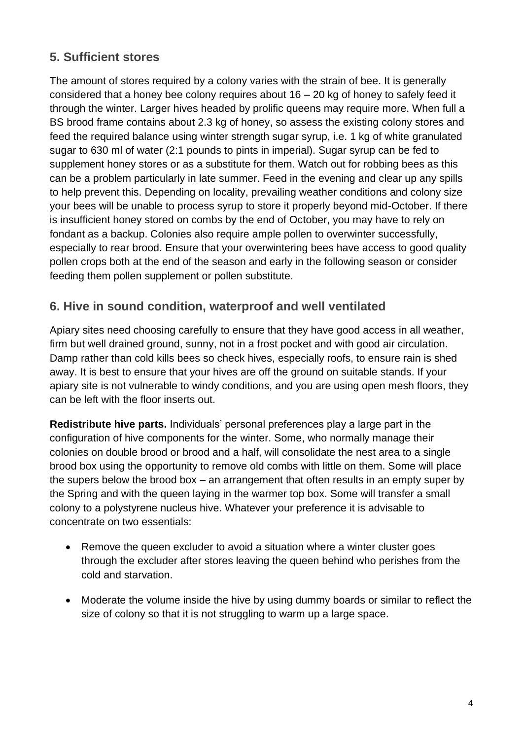## 5. Sufficient stores

The amount of stores required by a colony varies with the strain of bee. It is generally considered that a honey bee colony requires about 16 – 20 kg of honey to safely feed it through the winter. Larger hives headed by prolific queens may require more. When full a BS brood frame contains about 2.3 kg of honey, so assess the existing colony stores and feed the required balance using winter strength sugar syrup, i.e. 1 kg of white granulated sugar to 630 ml of water (2:1 pounds to pints in imperial). Sugar syrup can be fed to supplement honey stores or as a substitute for them. Watch out for robbing bees as this can be a problem particularly in late summer. Feed in the evening and clear up any spills to help prevent this. Depending on locality, prevailing weather conditions and colony size your bees will be unable to process syrup to store it properly beyond mid-October. If there is insufficient honey stored on combs by the end of October, you may have to rely on fondant as a backup. Colonies also require ample pollen to overwinter successfully, especially to rear brood. Ensure that your overwintering bees have access to good quality pollen crops both at the end of the season and early in the following season or consider feeding them pollen supplement or pollen substitute.

## 6. Hive in sound condition, waterproof and well ventilated

Apiary sites need choosing carefully to ensure that they have good access in all weather, firm but well drained ground, sunny, not in a frost pocket and with good air circulation. Damp rather than cold kills bees so check hives, especially roofs, to ensure rain is shed away. It is best to ensure that your hives are off the ground on suitable stands. If your apiary site is not vulnerable to windy conditions, and you are using open mesh floors, they can be left with the floor inserts out.

**Redistribute hive parts.** Individuals' personal preferences play a large part in the configuration of hive components for the winter. Some, who normally manage their colonies on double brood or brood and a half, will consolidate the nest area to a single brood box using the opportunity to remove old combs with little on them. Some will place the supers below the brood box – an arrangement that often results in an empty super by the Spring and with the queen laying in the warmer top box. Some will transfer a small colony to a polystyrene nucleus hive. Whatever your preference it is advisable to concentrate on two essentials:

- Remove the queen excluder to avoid a situation where a winter cluster goes through the excluder after stores leaving the queen behind who perishes from the cold and starvation.
- Moderate the volume inside the hive by using dummy boards or similar to reflect the size of colony so that it is not struggling to warm up a large space.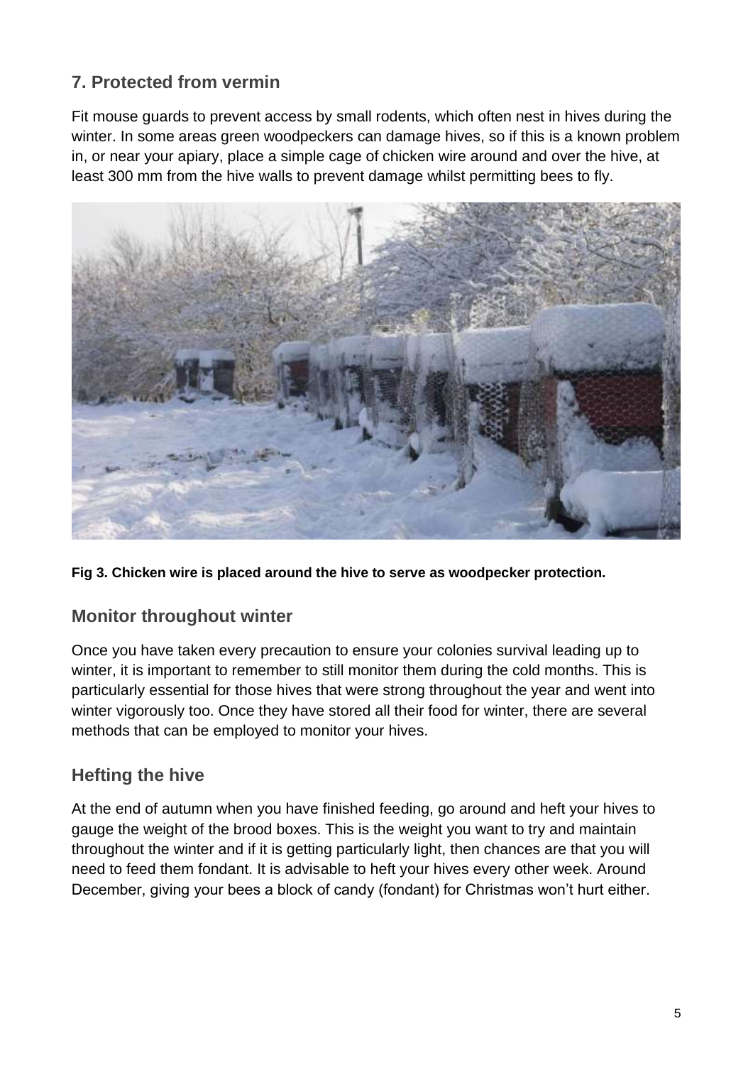## 7. Protected from vermin

Fit mouse guards to prevent access by small rodents, which often nest in hives during the winter. In some areas green woodpeckers can damage hives, so if this is a known problem in, or near your apiary, place a simple cage of chicken wire around and over the hive, at least 300 mm from the hive walls to prevent damage whilst permitting bees to fly.

**Fig 3. Chicken wire is placed around the hive to serve as woodpecker protection.**

### Monitor throughout winter

Once you have taken every precaution to ensure your colonies survival leading up to winter, it is important to remember to still monitor them during the cold months. This is particularly essential for those hives that were strong throughout the year and went into winter vigorously too. Once they have stored all their food for winter, there are several methods that can be employed to monitor your hives.

### Hefting the hive

At the end of autumn when you have finished feeding, go around and heft your hives to gauge the weight of the brood boxes. This is the weight you want to try and maintain throughout the winter and if it is getting particularly light, then chances are that you will need to feed them fondant. It is advisable to heft your hives every other week. Around December, giving your bees a block of candy (fondant) for Christmas won't hurt either.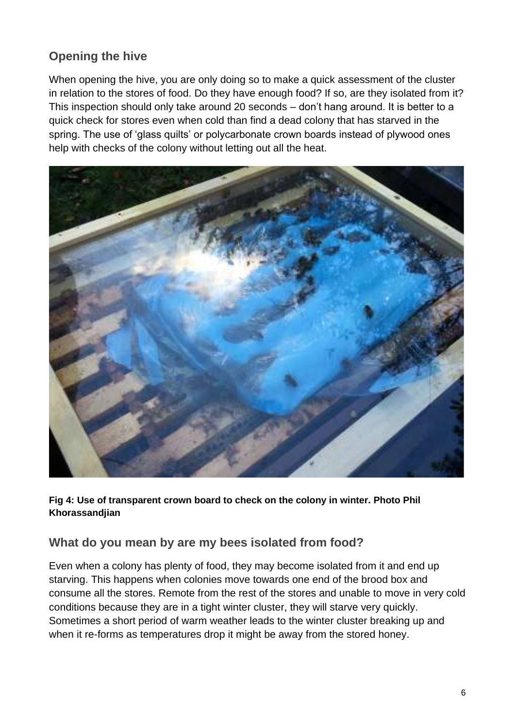## Opening the hive

When opening the hive, you are only doing so to make a quick assessment of the cluster in relation to the stores of food. Do they have enough food? If so, are they isolated from it? This inspection should only take around 20 seconds – don't hang around. It is better to a quick check for stores even when cold than find a dead colony that has starved in the spring. The use of 'glass quilts' or polycarbonate crown boards instead of plywood ones help with checks of the colony without letting out all the heat.

**Fig 4: Use of transparent crown board to check on the colony in winter. Photo Phil Khorassandjian**

## What do you mean by are my bees isolated from food?

Even when a colony has plenty of food, they may become isolated from it and end up starving. This happens when colonies move towards one end of the brood box and consume all the stores. Remote from the rest of the stores and unable to move in very cold conditions because they are in a tight winter cluster, they will starve very quickly. Sometimes a short period of warm weather leads to the winter cluster breaking up and when it re-forms as temperatures drop it might be away from the stored honey.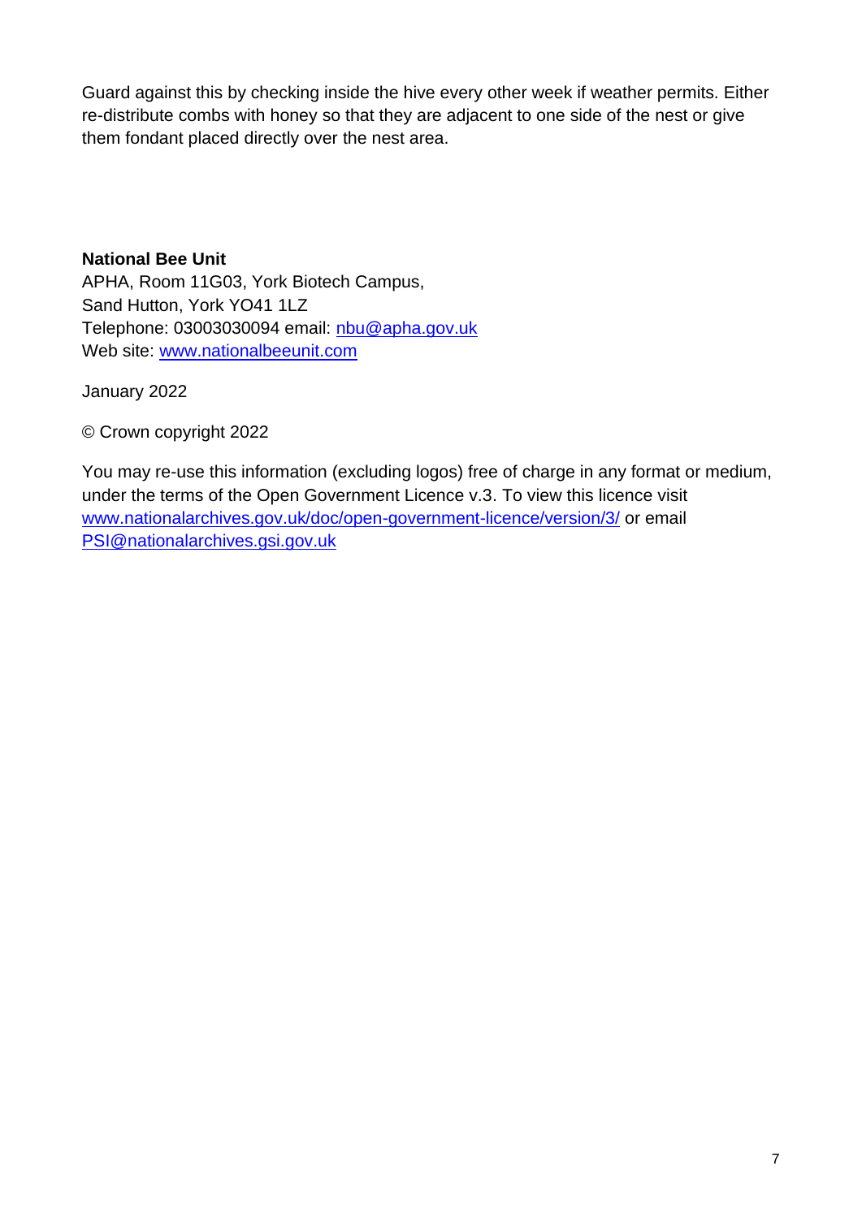Guard against this by checking inside the hive every other week if weather permits. Either re-distribute combs with honey so that they are adjacent to one side of the nest or give them fondant placed directly over the nest area.

**National Bee Unit**
APHA, Room 11G03, York Biotech Campus,
Sand Hutton, York YO41 1LZ
Telephone: 03003030094 email: nbu@apha.gov.uk
Web site: www.nationalbeeunit.com

January 2022

© Crown copyright 2022

You may re-use this information (excluding logos) free of charge in any format or medium, under the terms of the Open Government Licence v.3. To view this licence visit www.nationalarchives.gov.uk/doc/open-government-licence/version/3/ or email PSI@nationalarchives.gsi.gov.uk